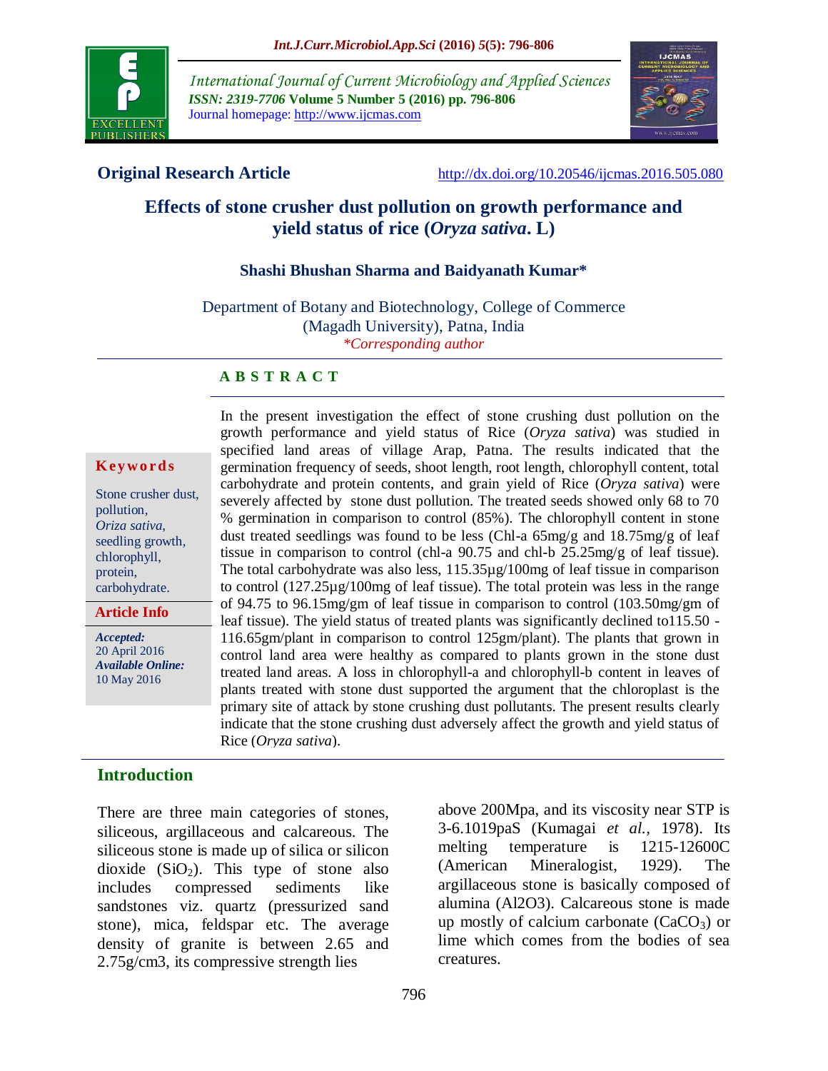**Original Research Article**

http://dx.doi.org/10.20546/ijcmas.2016.505.080

# Effects of stone crusher dust pollution on growth performance and yield status of rice (*Oryza sativa*. L)

**Shashi Bhushan Sharma and Baidyanath Kumar***

Department of Botany and Biotechnology, College of Commerce (Magadh University), Patna, India

*\*Corresponding author*

**Keywords**

Stone crusher dust, pollution, *Oriza sativa*, seedling growth, chlorophyll, protein, carbohydrate.

**Article Info**

*Accepted:* 20 April 2016

*Available Online:* 10 May 2016

## ABSTRACT

In the present investigation the effect of stone crushing dust pollution on the growth performance and yield status of Rice (*Oryza sativa*) was studied in specified land areas of village Arap, Patna. The results indicated that the germination frequency of seeds, shoot length, root length, chlorophyll content, total carbohydrate and protein contents, and grain yield of Rice (*Oryza sativa*) were severely affected by stone dust pollution. The treated seeds showed only 68 to 70 % germination in comparison to control (85%). The chlorophyll content in stone dust treated seedlings was found to be less (Chl-a 65mg/g and 18.75mg/g of leaf tissue in comparison to control (chl-a 90.75 and chl-b 25.25mg/g of leaf tissue). The total carbohydrate was also less, 115.35µg/100mg of leaf tissue in comparison to control (127.25µg/100mg of leaf tissue). The total protein was less in the range of 94.75 to 96.15mg/gm of leaf tissue in comparison to control (103.50mg/gm of leaf tissue). The yield status of treated plants was significantly declined to115.50 - 116.65gm/plant in comparison to control 125gm/plant). The plants that grown in control land area were healthy as compared to plants grown in the stone dust treated land areas. A loss in chlorophyll-a and chlorophyll-b content in leaves of plants treated with stone dust supported the argument that the chloroplast is the primary site of attack by stone crushing dust pollutants. The present results clearly indicate that the stone crushing dust adversely affect the growth and yield status of Rice (*Oryza sativa*).

## Introduction

There are three main categories of stones, siliceous, argillaceous and calcareous. The siliceous stone is made up of silica or silicon dioxide ($SiO_2$). This type of stone also includes compressed sediments like sandstones viz. quartz (pressurized sand stone), mica, feldspar etc. The average density of granite is between 2.65 and 2.75g/cm3, its compressive strength lies above 200Mpa, and its viscosity near STP is 3-6.1019paS (Kumagai *et al.*, 1978). Its melting temperature is 1215-12600C (American Mineralogist, 1929). The argillaceous stone is basically composed of alumina (Al2O3). Calcareous stone is made up mostly of calcium carbonate ($CaCO_3$) or lime which comes from the bodies of sea creatures.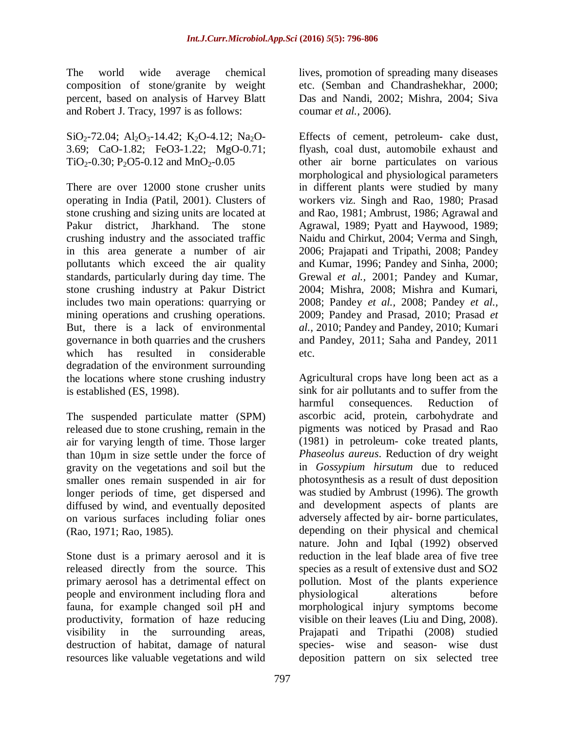The world wide average chemical composition of stone/granite by weight percent, based on analysis of Harvey Blatt and Robert J. Tracy, 1997 is as follows:

$SiO_2$-72.04; $Al_2O_3$-14.42; $K_2O$-4.12; $Na_2O$-3.69; CaO-1.82; FeO3-1.22; MgO-0.71; $TiO_2$-0.30; $P_2O5$-0.12 and $MnO_2$-0.05

There are over 12000 stone crusher units operating in India (Patil, 2001). Clusters of stone crushing and sizing units are located at Pakur district, Jharkhand. The stone crushing industry and the associated traffic in this area generate a number of air pollutants which exceed the air quality standards, particularly during day time. The stone crushing industry at Pakur District includes two main operations: quarrying or mining operations and crushing operations. But, there is a lack of environmental governance in both quarries and the crushers which has resulted in considerable degradation of the environment surrounding the locations where stone crushing industry is established (ES, 1998).

The suspended particulate matter (SPM) released due to stone crushing, remain in the air for varying length of time. Those larger than 10µm in size settle under the force of gravity on the vegetations and soil but the smaller ones remain suspended in air for longer periods of time, get dispersed and diffused by wind, and eventually deposited on various surfaces including foliar ones (Rao, 1971; Rao, 1985).

Stone dust is a primary aerosol and it is released directly from the source. This primary aerosol has a detrimental effect on people and environment including flora and fauna, for example changed soil pH and productivity, formation of haze reducing visibility in the surrounding areas, destruction of habitat, damage of natural resources like valuable vegetations and wild lives, promotion of spreading many diseases etc. (Semban and Chandrashekhar, 2000; Das and Nandi, 2002; Mishra, 2004; Siva coumar *et al.*, 2006).

Effects of cement, petroleum- cake dust, flyash, coal dust, automobile exhaust and other air borne particulates on various morphological and physiological parameters in different plants were studied by many workers viz. Singh and Rao, 1980; Prasad and Rao, 1981; Ambrust, 1986; Agrawal and Agrawal, 1989; Pyatt and Haywood, 1989; Naidu and Chirkut, 2004; Verma and Singh, 2006; Prajapati and Tripathi, 2008; Pandey and Kumar, 1996; Pandey and Sinha, 2000; Grewal *et al.*, 2001; Pandey and Kumar, 2004; Mishra, 2008; Mishra and Kumari, 2008; Pandey *et al.*, 2008; Pandey *et al.*, 2009; Pandey and Prasad, 2010; Prasad *et al.*, 2010; Pandey and Pandey, 2010; Kumari and Pandey, 2011; Saha and Pandey, 2011 etc.

Agricultural crops have long been act as a sink for air pollutants and to suffer from the harmful consequences. Reduction of ascorbic acid, protein, carbohydrate and pigments was noticed by Prasad and Rao (1981) in petroleum- coke treated plants, *Phaseolus aureus*. Reduction of dry weight in *Gossypium hirsutum* due to reduced photosynthesis as a result of dust deposition was studied by Ambrust (1996). The growth and development aspects of plants are adversely affected by air- borne particulates, depending on their physical and chemical nature. John and Iqbal (1992) observed reduction in the leaf blade area of five tree species as a result of extensive dust and SO2 pollution. Most of the plants experience physiological alterations before morphological injury symptoms become visible on their leaves (Liu and Ding, 2008). Prajapati and Tripathi (2008) studied species- wise and season- wise dust deposition pattern on six selected tree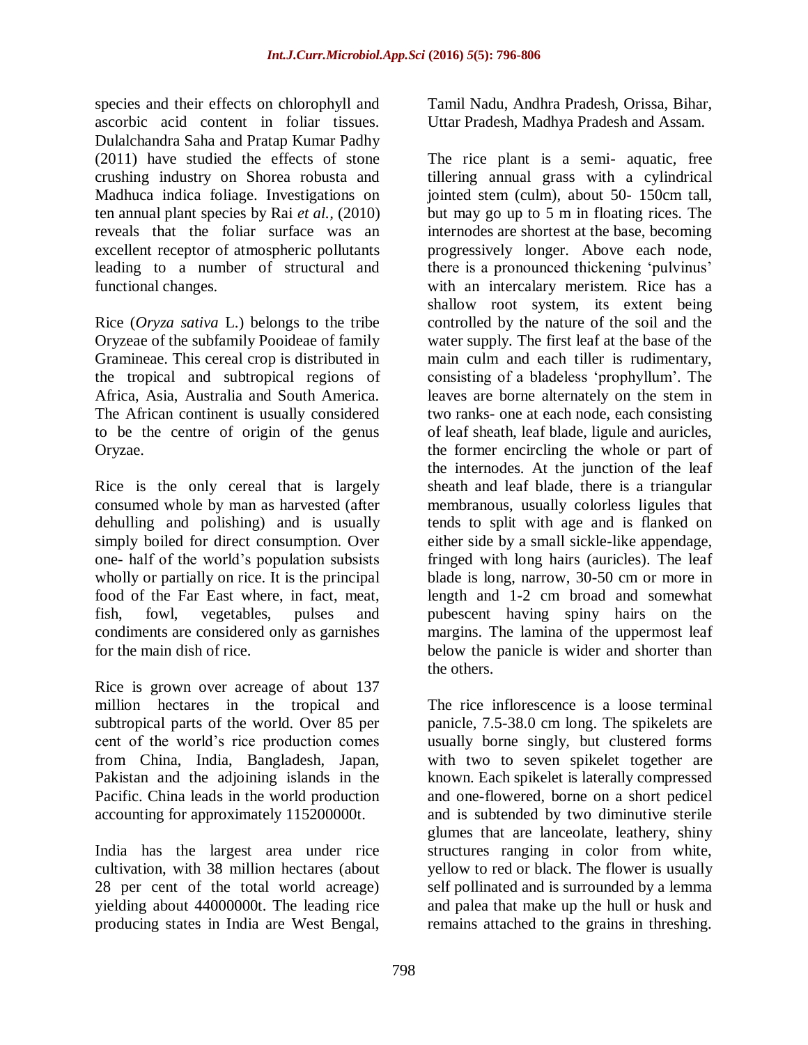species and their effects on chlorophyll and ascorbic acid content in foliar tissues. Dulalchandra Saha and Pratap Kumar Padhy (2011) have studied the effects of stone crushing industry on Shorea robusta and Madhuca indica foliage. Investigations on ten annual plant species by Rai *et al.,* (2010) reveals that the foliar surface was an excellent receptor of atmospheric pollutants leading to a number of structural and functional changes.

Rice (*Oryza sativa* L.) belongs to the tribe Oryzeae of the subfamily Pooideae of family Gramineae. This cereal crop is distributed in the tropical and subtropical regions of Africa, Asia, Australia and South America. The African continent is usually considered to be the centre of origin of the genus Oryzae.

Rice is the only cereal that is largely consumed whole by man as harvested (after dehulling and polishing) and is usually simply boiled for direct consumption. Over one- half of the world's population subsists wholly or partially on rice. It is the principal food of the Far East where, in fact, meat, fish, fowl, vegetables, pulses and condiments are considered only as garnishes for the main dish of rice.

Rice is grown over acreage of about 137 million hectares in the tropical and subtropical parts of the world. Over 85 per cent of the world's rice production comes from China, India, Bangladesh, Japan, Pakistan and the adjoining islands in the Pacific. China leads in the world production accounting for approximately 115200000t.

India has the largest area under rice cultivation, with 38 million hectares (about 28 per cent of the total world acreage) yielding about 44000000t. The leading rice producing states in India are West Bengal, Tamil Nadu, Andhra Pradesh, Orissa, Bihar, Uttar Pradesh, Madhya Pradesh and Assam.

The rice plant is a semi- aquatic, free tillering annual grass with a cylindrical jointed stem (culm), about 50- 150cm tall, but may go up to 5 m in floating rices. The internodes are shortest at the base, becoming progressively longer. Above each node, there is a pronounced thickening 'pulvinus' with an intercalary meristem. Rice has a shallow root system, its extent being controlled by the nature of the soil and the water supply. The first leaf at the base of the main culm and each tiller is rudimentary, consisting of a bladeless 'prophyllum'. The leaves are borne alternately on the stem in two ranks- one at each node, each consisting of leaf sheath, leaf blade, ligule and auricles, the former encircling the whole or part of the internodes. At the junction of the leaf sheath and leaf blade, there is a triangular membranous, usually colorless ligules that tends to split with age and is flanked on either side by a small sickle-like appendage, fringed with long hairs (auricles). The leaf blade is long, narrow, 30-50 cm or more in length and 1-2 cm broad and somewhat pubescent having spiny hairs on the margins. The lamina of the uppermost leaf below the panicle is wider and shorter than the others.

The rice inflorescence is a loose terminal panicle, 7.5-38.0 cm long. The spikelets are usually borne singly, but clustered forms with two to seven spikelet together are known. Each spikelet is laterally compressed and one-flowered, borne on a short pedicel and is subtended by two diminutive sterile glumes that are lanceolate, leathery, shiny structures ranging in color from white, yellow to red or black. The flower is usually self pollinated and is surrounded by a lemma and palea that make up the hull or husk and remains attached to the grains in threshing.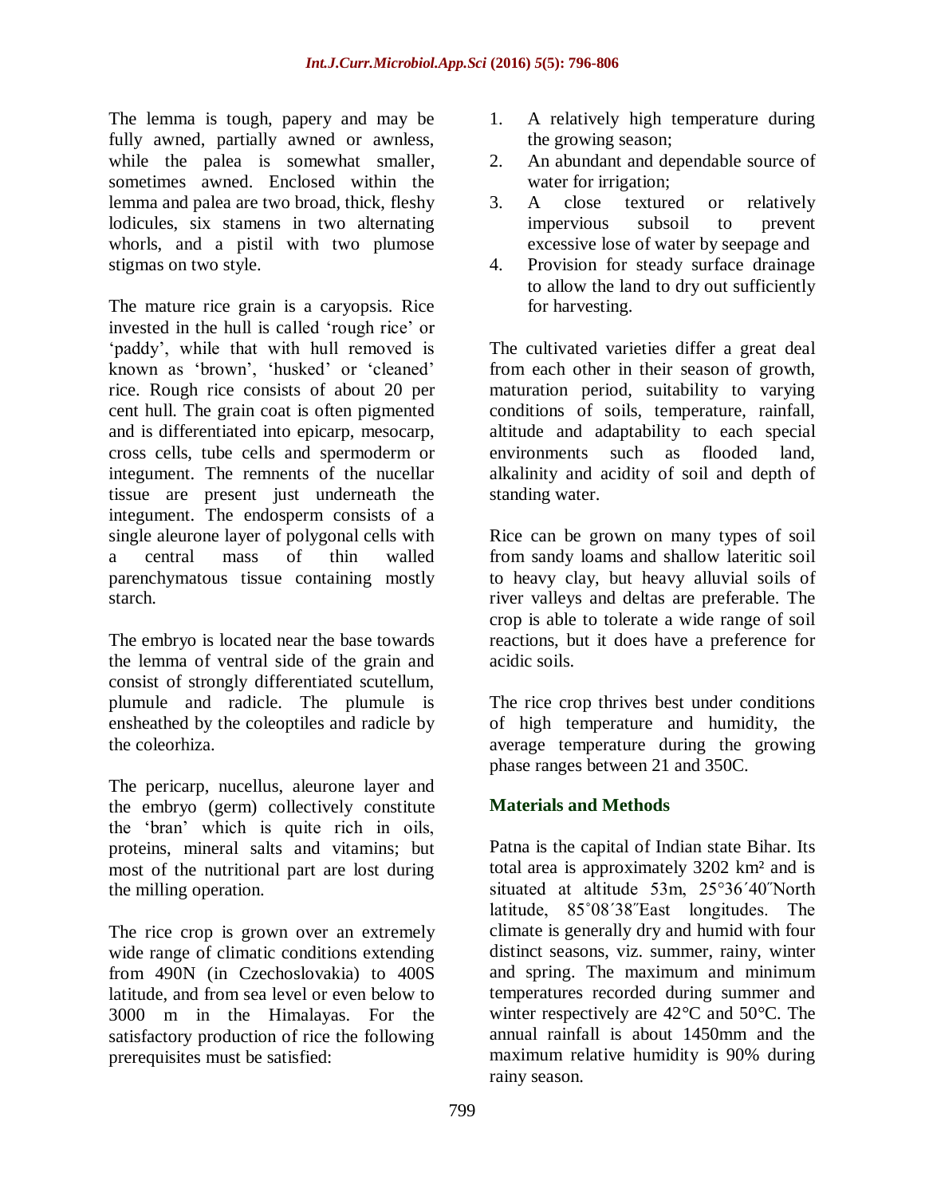The lemma is tough, papery and may be fully awned, partially awned or awnless, while the palea is somewhat smaller, sometimes awned. Enclosed within the lemma and palea are two broad, thick, fleshy lodicules, six stamens in two alternating whorls, and a pistil with two plumose stigmas on two style.

The mature rice grain is a caryopsis. Rice invested in the hull is called 'rough rice' or 'paddy', while that with hull removed is known as 'brown', 'husked' or 'cleaned' rice. Rough rice consists of about 20 per cent hull. The grain coat is often pigmented and is differentiated into epicarp, mesocarp, cross cells, tube cells and spermoderm or integument. The remnents of the nucellar tissue are present just underneath the integument. The endosperm consists of a single aleurone layer of polygonal cells with a central mass of thin walled parenchymatous tissue containing mostly starch.

The embryo is located near the base towards the lemma of ventral side of the grain and consist of strongly differentiated scutellum, plumule and radicle. The plumule is ensheathed by the coleoptiles and radicle by the coleorhiza.

The pericarp, nucellus, aleurone layer and the embryo (germ) collectively constitute the 'bran' which is quite rich in oils, proteins, mineral salts and vitamins; but most of the nutritional part are lost during the milling operation.

The rice crop is grown over an extremely wide range of climatic conditions extending from 490N (in Czechoslovakia) to 400S latitude, and from sea level or even below to 3000 m in the Himalayas. For the satisfactory production of rice the following prerequisites must be satisfied:

1. A relatively high temperature during the growing season;
2. An abundant and dependable source of water for irrigation;
3. A close textured or relatively impervious subsoil to prevent excessive lose of water by seepage and
4. Provision for steady surface drainage to allow the land to dry out sufficiently for harvesting.

The cultivated varieties differ a great deal from each other in their season of growth, maturation period, suitability to varying conditions of soils, temperature, rainfall, altitude and adaptability to each special environments such as flooded land, alkalinity and acidity of soil and depth of standing water.

Rice can be grown on many types of soil from sandy loams and shallow lateritic soil to heavy clay, but heavy alluvial soils of river valleys and deltas are preferable. The crop is able to tolerate a wide range of soil reactions, but it does have a preference for acidic soils.

The rice crop thrives best under conditions of high temperature and humidity, the average temperature during the growing phase ranges between 21 and 350C.

## Materials and Methods

Patna is the capital of Indian state Bihar. Its total area is approximately 3202 km² and is situated at altitude 53m, 25°36´40˝North latitude, 85˚08´38˝East longitudes. The climate is generally dry and humid with four distinct seasons, viz. summer, rainy, winter and spring. The maximum and minimum temperatures recorded during summer and winter respectively are 42°C and 50°C. The annual rainfall is about 1450mm and the maximum relative humidity is 90% during rainy season.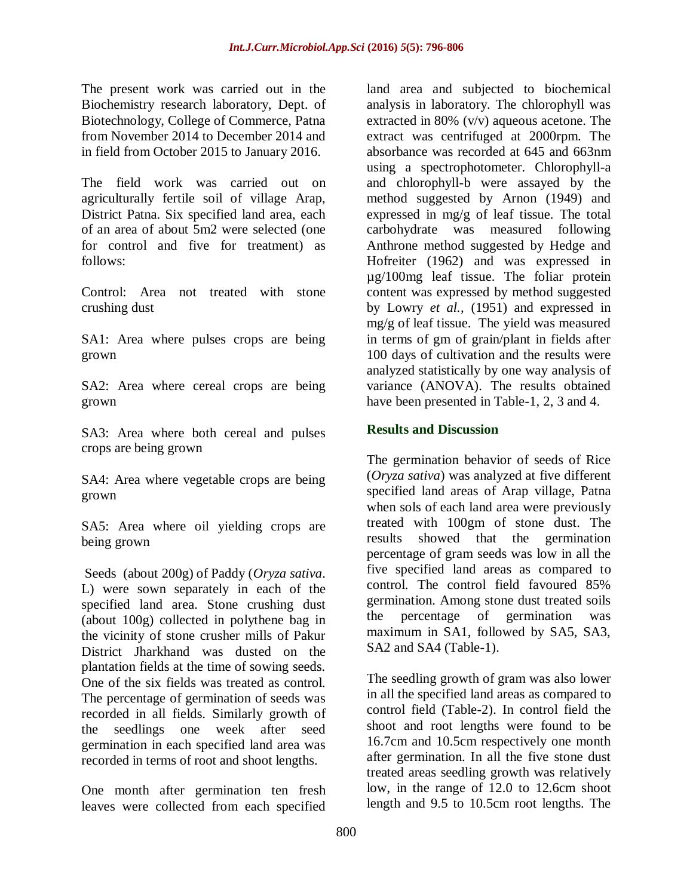The present work was carried out in the Biochemistry research laboratory, Dept. of Biotechnology, College of Commerce, Patna from November 2014 to December 2014 and in field from October 2015 to January 2016.

The field work was carried out on agriculturally fertile soil of village Arap, District Patna. Six specified land area, each of an area of about 5m2 were selected (one for control and five for treatment) as follows:

Control: Area not treated with stone crushing dust

SA1: Area where pulses crops are being grown

SA2: Area where cereal crops are being grown

SA3: Area where both cereal and pulses crops are being grown

SA4: Area where vegetable crops are being grown

SA5: Area where oil yielding crops are being grown

Seeds (about 200g) of Paddy (*Oryza sativa*. L) were sown separately in each of the specified land area. Stone crushing dust (about 100g) collected in polythene bag in the vicinity of stone crusher mills of Pakur District Jharkhand was dusted on the plantation fields at the time of sowing seeds. One of the six fields was treated as control. The percentage of germination of seeds was recorded in all fields. Similarly growth of the seedlings one week after seed germination in each specified land area was recorded in terms of root and shoot lengths.

One month after germination ten fresh leaves were collected from each specified land area and subjected to biochemical analysis in laboratory. The chlorophyll was extracted in 80% (v/v) aqueous acetone. The extract was centrifuged at 2000rpm. The absorbance was recorded at 645 and 663nm using a spectrophotometer. Chlorophyll-a and chlorophyll-b were assayed by the method suggested by Arnon (1949) and expressed in mg/g of leaf tissue. The total carbohydrate was measured following Anthrone method suggested by Hedge and Hofreiter (1962) and was expressed in µg/100mg leaf tissue. The foliar protein content was expressed by method suggested by Lowry *et al.,* (1951) and expressed in mg/g of leaf tissue. The yield was measured in terms of gm of grain/plant in fields after 100 days of cultivation and the results were analyzed statistically by one way analysis of variance (ANOVA). The results obtained have been presented in Table-1, 2, 3 and 4.

## Results and Discussion

The germination behavior of seeds of Rice (*Oryza sativa*) was analyzed at five different specified land areas of Arap village, Patna when sols of each land area were previously treated with 100gm of stone dust. The results showed that the germination percentage of gram seeds was low in all the five specified land areas as compared to control. The control field favoured 85% germination. Among stone dust treated soils the percentage of germination was maximum in SA1, followed by SA5, SA3, SA2 and SA4 (Table-1).

The seedling growth of gram was also lower in all the specified land areas as compared to control field (Table-2). In control field the shoot and root lengths were found to be 16.7cm and 10.5cm respectively one month after germination. In all the five stone dust treated areas seedling growth was relatively low, in the range of 12.0 to 12.6cm shoot length and 9.5 to 10.5cm root lengths. The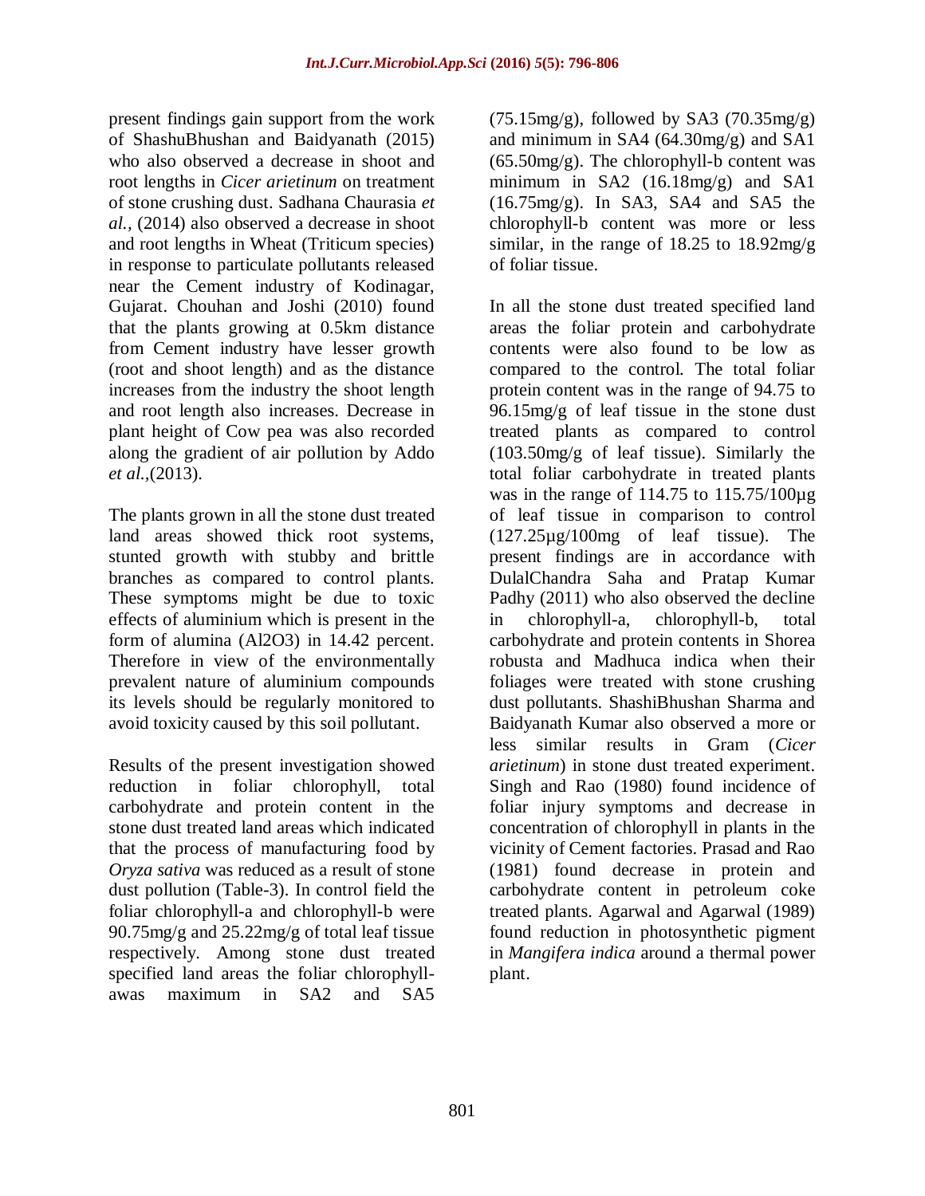present findings gain support from the work of ShashuBhushan and Baidyanath (2015) who also observed a decrease in shoot and root lengths in *Cicer arietinum* on treatment of stone crushing dust. Sadhana Chaurasia *et al.,* (2014) also observed a decrease in shoot and root lengths in Wheat (Triticum species) in response to particulate pollutants released near the Cement industry of Kodinagar, Gujarat. Chouhan and Joshi (2010) found that the plants growing at 0.5km distance from Cement industry have lesser growth (root and shoot length) and as the distance increases from the industry the shoot length and root length also increases. Decrease in plant height of Cow pea was also recorded along the gradient of air pollution by Addo *et al.,*(2013).

The plants grown in all the stone dust treated land areas showed thick root systems, stunted growth with stubby and brittle branches as compared to control plants. These symptoms might be due to toxic effects of aluminium which is present in the form of alumina ($Al_2O_3$) in 14.42 percent. Therefore in view of the environmentally prevalent nature of aluminium compounds its levels should be regularly monitored to avoid toxicity caused by this soil pollutant.

Results of the present investigation showed reduction in foliar chlorophyll, total carbohydrate and protein content in the stone dust treated land areas which indicated that the process of manufacturing food by *Oryza sativa* was reduced as a result of stone dust pollution (Table-3). In control field the foliar chlorophyll-a and chlorophyll-b were 90.75mg/g and 25.22mg/g of total leaf tissue respectively. Among stone dust treated specified land areas the foliar chlorophyll-awas maximum in SA2 and SA5 (75.15mg/g), followed by SA3 (70.35mg/g) and minimum in SA4 (64.30mg/g) and SA1 (65.50mg/g). The chlorophyll-b content was minimum in SA2 (16.18mg/g) and SA1 (16.75mg/g). In SA3, SA4 and SA5 the chlorophyll-b content was more or less similar, in the range of 18.25 to 18.92mg/g of foliar tissue.

In all the stone dust treated specified land areas the foliar protein and carbohydrate contents were also found to be low as compared to the control. The total foliar protein content was in the range of 94.75 to 96.15mg/g of leaf tissue in the stone dust treated plants as compared to control (103.50mg/g of leaf tissue). Similarly the total foliar carbohydrate in treated plants was in the range of 114.75 to 115.75/100µg of leaf tissue in comparison to control (127.25µg/100mg of leaf tissue). The present findings are in accordance with DulalChandra Saha and Pratap Kumar Padhy (2011) who also observed the decline in chlorophyll-a, chlorophyll-b, total carbohydrate and protein contents in Shorea robusta and Madhuca indica when their foliages were treated with stone crushing dust pollutants. ShashiBhushan Sharma and Baidyanath Kumar also observed a more or less similar results in Gram (*Cicer arietinum*) in stone dust treated experiment. Singh and Rao (1980) found incidence of foliar injury symptoms and decrease in concentration of chlorophyll in plants in the vicinity of Cement factories. Prasad and Rao (1981) found decrease in protein and carbohydrate content in petroleum coke treated plants. Agarwal and Agarwal (1989) found reduction in photosynthetic pigment in *Mangifera indica* around a thermal power plant.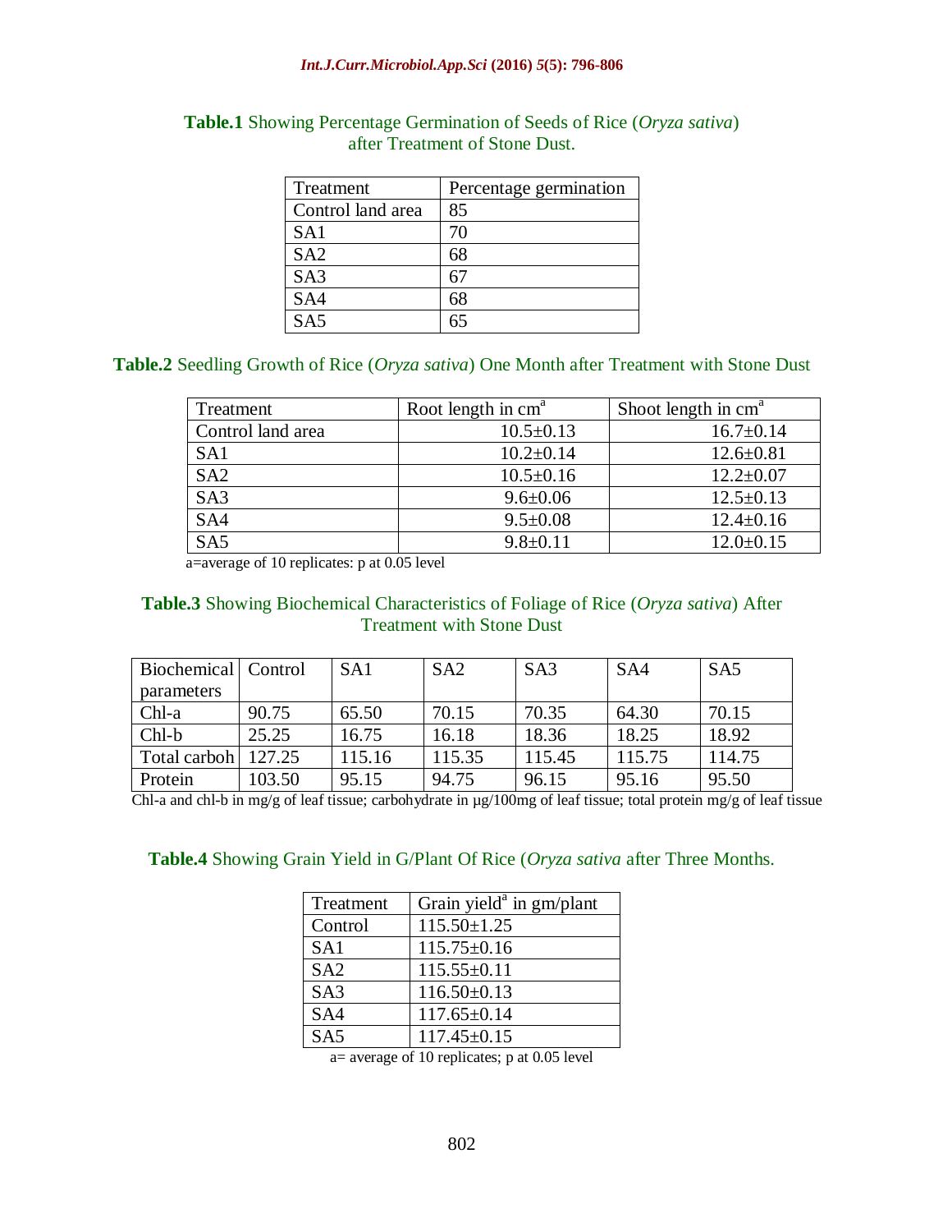**Table.1** Showing Percentage Germination of Seeds of Rice (*Oryza sativa*) after Treatment of Stone Dust.

| Treatment | Percentage germination |
|---|---|
| Control land area | 85 |
| SA1 | 70 |
| SA2 | 68 |
| SA3 | 67 |
| SA4 | 68 |
| SA5 | 65 |

**Table.2** Seedling Growth of Rice (*Oryza sativa*) One Month after Treatment with Stone Dust

| Treatment | Root length in cm[a] | Shoot length in cm[a] |
|---|---|---|
| Control land area | 10.5±0.13 | 16.7±0.14 |
| SA1 | 10.2±0.14 | 12.6±0.81 |
| SA2 | 10.5±0.16 | 12.2±0.07 |
| SA3 | 9.6±0.06 | 12.5±0.13 |
| SA4 | 9.5±0.08 | 12.4±0.16 |
| SA5 | 9.8±0.11 | 12.0±0.15 |

a=average of 10 replicates: p at 0.05 level

**Table.3** Showing Biochemical Characteristics of Foliage of Rice (*Oryza sativa*) After Treatment with Stone Dust

| Biochemical parameters | Control | SA1 | SA2 | SA3 | SA4 | SA5 |
|---|---|---|---|---|---|---|
| Chl-a | 90.75 | 65.50 | 70.15 | 70.35 | 64.30 | 70.15 |
| Chl-b | 25.25 | 16.75 | 16.18 | 18.36 | 18.25 | 18.92 |
| Total carboh | 127.25 | 115.16 | 115.35 | 115.45 | 115.75 | 114.75 |
| Protein | 103.50 | 95.15 | 94.75 | 96.15 | 95.16 | 95.50 |

Chl-a and chl-b in mg/g of leaf tissue; carbohydrate in µg/100mg of leaf tissue; total protein mg/g of leaf tissue

**Table.4** Showing Grain Yield in G/Plant Of Rice (*Oryza sativa* after Three Months.

| Treatment | Grain yield[a] in gm/plant |
|---|---|
| Control | 115.50±1.25 |
| SA1 | 115.75±0.16 |
| SA2 | 115.55±0.11 |
| SA3 | 116.50±0.13 |
| SA4 | 117.65±0.14 |
| SA5 | 117.45±0.15 |

a= average of 10 replicates; p at 0.05 level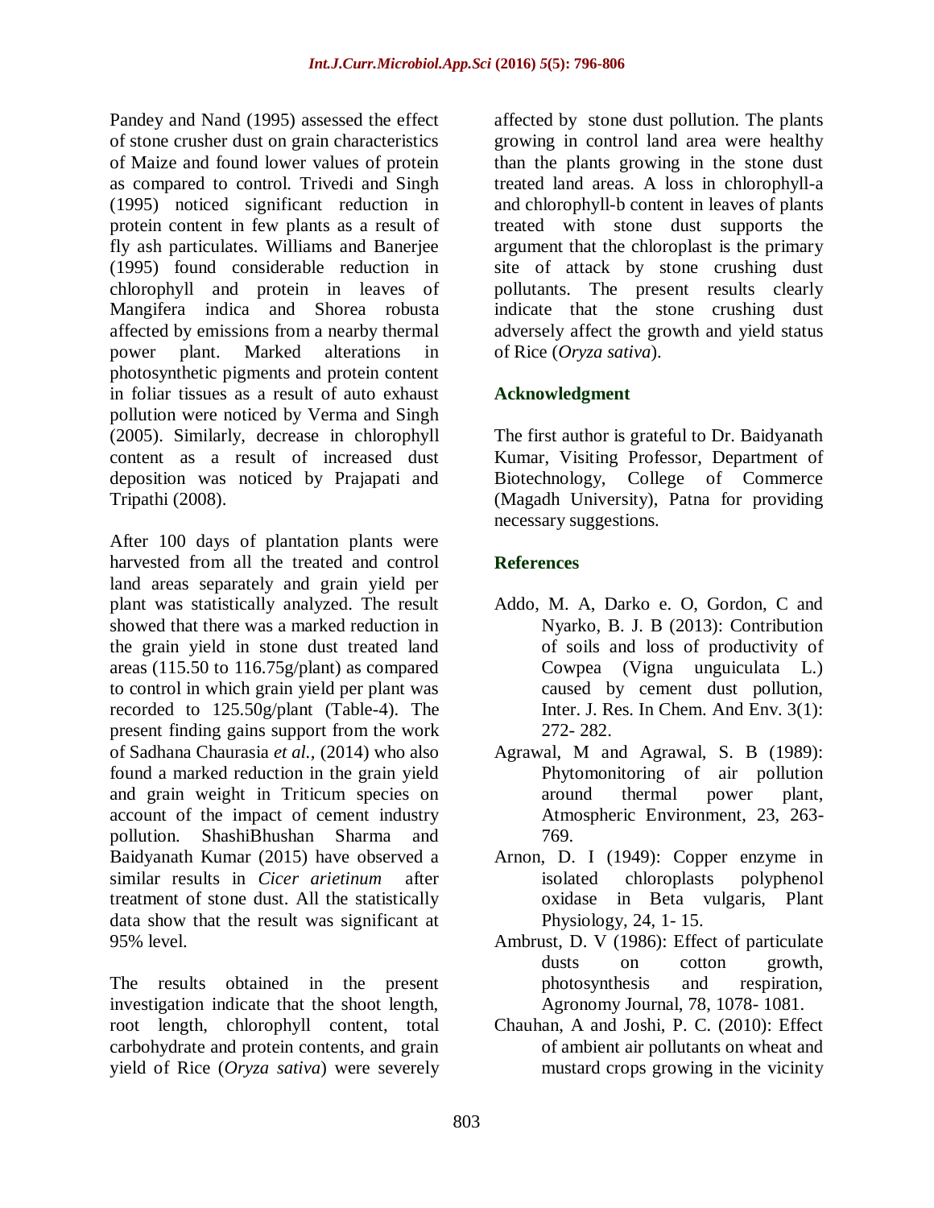Pandey and Nand (1995) assessed the effect of stone crusher dust on grain characteristics of Maize and found lower values of protein as compared to control. Trivedi and Singh (1995) noticed significant reduction in protein content in few plants as a result of fly ash particulates. Williams and Banerjee (1995) found considerable reduction in chlorophyll and protein in leaves of Mangifera indica and Shorea robusta affected by emissions from a nearby thermal power plant. Marked alterations in photosynthetic pigments and protein content in foliar tissues as a result of auto exhaust pollution were noticed by Verma and Singh (2005). Similarly, decrease in chlorophyll content as a result of increased dust deposition was noticed by Prajapati and Tripathi (2008).

After 100 days of plantation plants were harvested from all the treated and control land areas separately and grain yield per plant was statistically analyzed. The result showed that there was a marked reduction in the grain yield in stone dust treated land areas (115.50 to 116.75g/plant) as compared to control in which grain yield per plant was recorded to 125.50g/plant (Table-4). The present finding gains support from the work of Sadhana Chaurasia *et al.,* (2014) who also found a marked reduction in the grain yield and grain weight in Triticum species on account of the impact of cement industry pollution. ShashiBhushan Sharma and Baidyanath Kumar (2015) have observed a similar results in *Cicer arietinum* after treatment of stone dust. All the statistically data show that the result was significant at 95% level.

The results obtained in the present investigation indicate that the shoot length, root length, chlorophyll content, total carbohydrate and protein contents, and grain yield of Rice (*Oryza sativa*) were severely affected by stone dust pollution. The plants growing in control land area were healthy than the plants growing in the stone dust treated land areas. A loss in chlorophyll-a and chlorophyll-b content in leaves of plants treated with stone dust supports the argument that the chloroplast is the primary site of attack by stone crushing dust pollutants. The present results clearly indicate that the stone crushing dust adversely affect the growth and yield status of Rice (*Oryza sativa*).

## Acknowledgment

The first author is grateful to Dr. Baidyanath Kumar, Visiting Professor, Department of Biotechnology, College of Commerce (Magadh University), Patna for providing necessary suggestions.

## References

- Addo, M. A, Darko e. O, Gordon, C and Nyarko, B. J. B (2013): Contribution of soils and loss of productivity of Cowpea (Vigna unguiculata L.) caused by cement dust pollution, Inter. J. Res. In Chem. And Env. 3(1): 272- 282.
- Agrawal, M and Agrawal, S. B (1989): Phytomonitoring of air pollution around thermal power plant, Atmospheric Environment, 23, 263- 769.
- Arnon, D. I (1949): Copper enzyme in isolated chloroplasts polyphenol oxidase in Beta vulgaris, Plant Physiology, 24, 1- 15.
- Ambrust, D. V (1986): Effect of particulate dusts on cotton growth, photosynthesis and respiration, Agronomy Journal, 78, 1078- 1081.
- Chauhan, A and Joshi, P. C. (2010): Effect of ambient air pollutants on wheat and mustard crops growing in the vicinity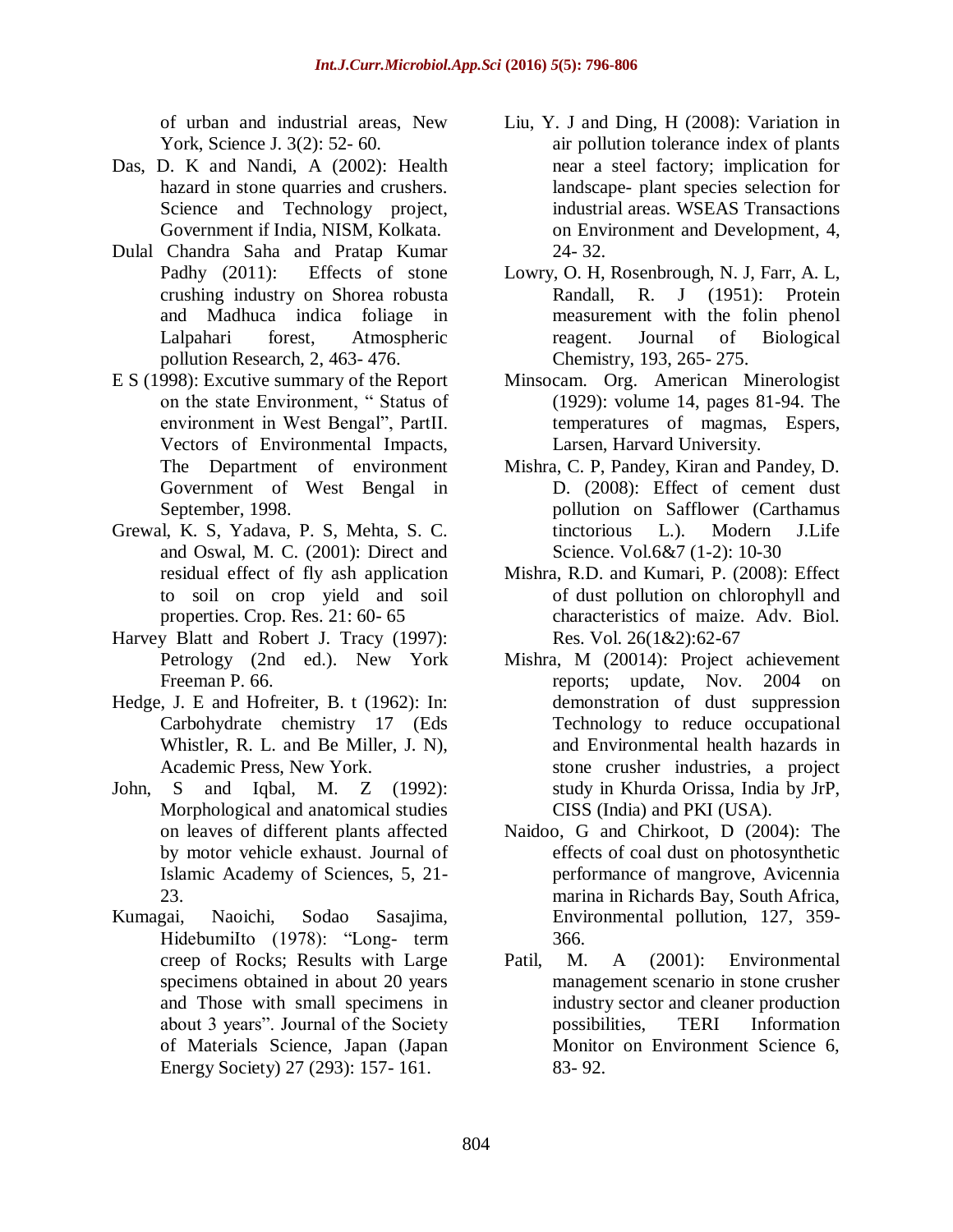of urban and industrial areas, New York, Science J. 3(2): 52- 60.

Das, D. K and Nandi, A (2002): Health hazard in stone quarries and crushers. Science and Technology project, Government if India, NISM, Kolkata.

Dulal Chandra Saha and Pratap Kumar Padhy (2011): Effects of stone crushing industry on Shorea robusta and Madhuca indica foliage in Lalpahari forest, Atmospheric pollution Research, 2, 463- 476.

E S (1998): Excutive summary of the Report on the state Environment, " Status of environment in West Bengal", PartII. Vectors of Environmental Impacts, The Department of environment Government of West Bengal in September, 1998.

Grewal, K. S, Yadava, P. S, Mehta, S. C. and Oswal, M. C. (2001): Direct and residual effect of fly ash application to soil on crop yield and soil properties. Crop. Res. 21: 60- 65

Harvey Blatt and Robert J. Tracy (1997): Petrology (2nd ed.). New York Freeman P. 66.

Hedge, J. E and Hofreiter, B. t (1962): In: Carbohydrate chemistry 17 (Eds Whistler, R. L. and Be Miller, J. N), Academic Press, New York.

John, S and Iqbal, M. Z (1992): Morphological and anatomical studies on leaves of different plants affected by motor vehicle exhaust. Journal of Islamic Academy of Sciences, 5, 21- 23.

Kumagai, Naoichi, Sodao Sasajima, HidebumiIto (1978): "Long- term creep of Rocks; Results with Large specimens obtained in about 20 years and Those with small specimens in about 3 years". Journal of the Society of Materials Science, Japan (Japan Energy Society) 27 (293): 157- 161.

Liu, Y. J and Ding, H (2008): Variation in air pollution tolerance index of plants near a steel factory; implication for landscape- plant species selection for industrial areas. WSEAS Transactions on Environment and Development, 4, 24- 32.

Lowry, O. H, Rosenbrough, N. J, Farr, A. L, Randall, R. J (1951): Protein measurement with the folin phenol reagent. Journal of Biological Chemistry, 193, 265- 275.

Minsocam. Org. American Minerologist (1929): volume 14, pages 81-94. The temperatures of magmas, Espers, Larsen, Harvard University.

Mishra, C. P, Pandey, Kiran and Pandey, D. D. (2008): Effect of cement dust pollution on Safflower (Carthamus tinctorious L.). Modern J.Life Science. Vol.6&7 (1-2): 10-30

Mishra, R.D. and Kumari, P. (2008): Effect of dust pollution on chlorophyll and characteristics of maize. Adv. Biol. Res. Vol. 26(1&2):62-67

Mishra, M (20014): Project achievement reports; update, Nov. 2004 on demonstration of dust suppression Technology to reduce occupational and Environmental health hazards in stone crusher industries, a project study in Khurda Orissa, India by JrP, CISS (India) and PKI (USA).

Naidoo, G and Chirkoot, D (2004): The effects of coal dust on photosynthetic performance of mangrove, Avicennia marina in Richards Bay, South Africa, Environmental pollution, 127, 359- 366.

Patil, M. A (2001): Environmental management scenario in stone crusher industry sector and cleaner production possibilities, TERI Information Monitor on Environment Science 6, 83- 92.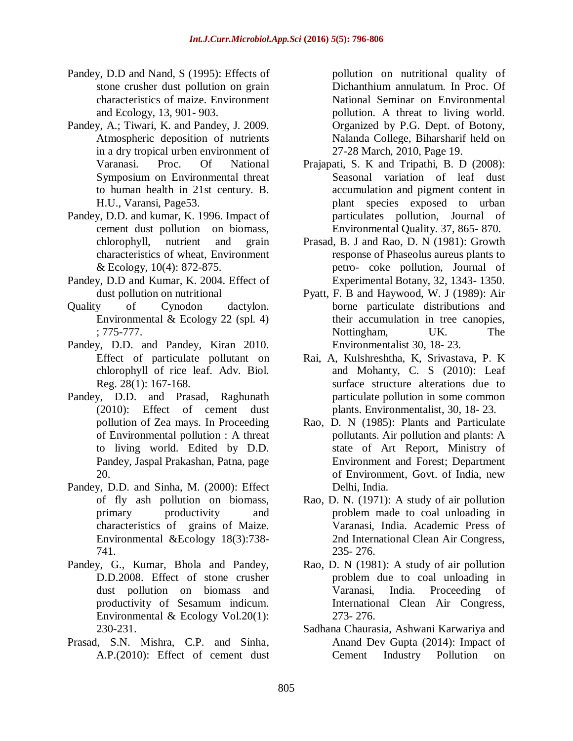Pandey, D.D and Nand, S (1995): Effects of stone crusher dust pollution on grain characteristics of maize. Environment and Ecology, 13, 901- 903.

Pandey, A.; Tiwari, K. and Pandey, J. 2009. Atmospheric deposition of nutrients in a dry tropical urben environment of Varanasi. Proc. Of National Symposium on Environmental threat to human health in 21st century. B. H.U., Varansi, Page53.

Pandey, D.D. and kumar, K. 1996. Impact of cement dust pollution on biomass, chlorophyll, nutrient and grain characteristics of wheat, Environment & Ecology, 10(4): 872-875.

Pandey, D.D and Kumar, K. 2004. Effect of dust pollution on nutritional Quality of Cynodon dactylon. Environmental & Ecology 22 (spl. 4) ; 775-777.

Pandey, D.D. and Pandey, Kiran 2010. Effect of particulate pollutant on chlorophyll of rice leaf. Adv. Biol. Reg. 28(1): 167-168.

Pandey, D.D. and Prasad, Raghunath (2010): Effect of cement dust pollution of Zea mays. In Proceeding of Environmental pollution : A threat to living world. Edited by D.D. Pandey, Jaspal Prakashan, Patna, page 20.

Pandey, D.D. and Sinha, M. (2000): Effect of fly ash pollution on biomass, primary productivity and characteristics of grains of Maize. Environmental &Ecology 18(3):738-741.

Pandey, G., Kumar, Bhola and Pandey, D.D.2008. Effect of stone crusher dust pollution on biomass and productivity of Sesamum indicum. Environmental & Ecology Vol.20(1): 230-231.

Prasad, S.N. Mishra, C.P. and Sinha, A.P.(2010): Effect of cement dust pollution on nutritional quality of Dichanthium annulatum. In Proc. Of National Seminar on Environmental pollution. A threat to living world. Organized by P.G. Dept. of Botony, Nalanda College, Biharsharif held on 27-28 March, 2010, Page 19.

Prajapati, S. K and Tripathi, B. D (2008): Seasonal variation of leaf dust accumulation and pigment content in plant species exposed to urban particulates pollution, Journal of Environmental Quality. 37, 865- 870.

Prasad, B. J and Rao, D. N (1981): Growth response of Phaseolus aureus plants to petro- coke pollution, Journal of Experimental Botany, 32, 1343- 1350.

Pyatt, F. B and Haywood, W. J (1989): Air borne particulate distributions and their accumulation in tree canopies, Nottingham, UK. The Environmentalist 30, 18- 23.

Rai, A, Kulshreshtha, K, Srivastava, P. K and Mohanty, C. S (2010): Leaf surface structure alterations due to particulate pollution in some common plants. Environmentalist, 30, 18- 23.

Rao, D. N (1985): Plants and Particulate pollutants. Air pollution and plants: A state of Art Report, Ministry of Environment and Forest; Department of Environment, Govt. of India, new Delhi, India.

Rao, D. N. (1971): A study of air pollution problem made to coal unloading in Varanasi, India. Academic Press of 2nd International Clean Air Congress, 235- 276.

Rao, D. N (1981): A study of air pollution problem due to coal unloading in Varanasi, India. Proceeding of International Clean Air Congress, 273- 276.

Sadhana Chaurasia, Ashwani Karwariya and Anand Dev Gupta (2014): Impact of Cement Industry Pollution on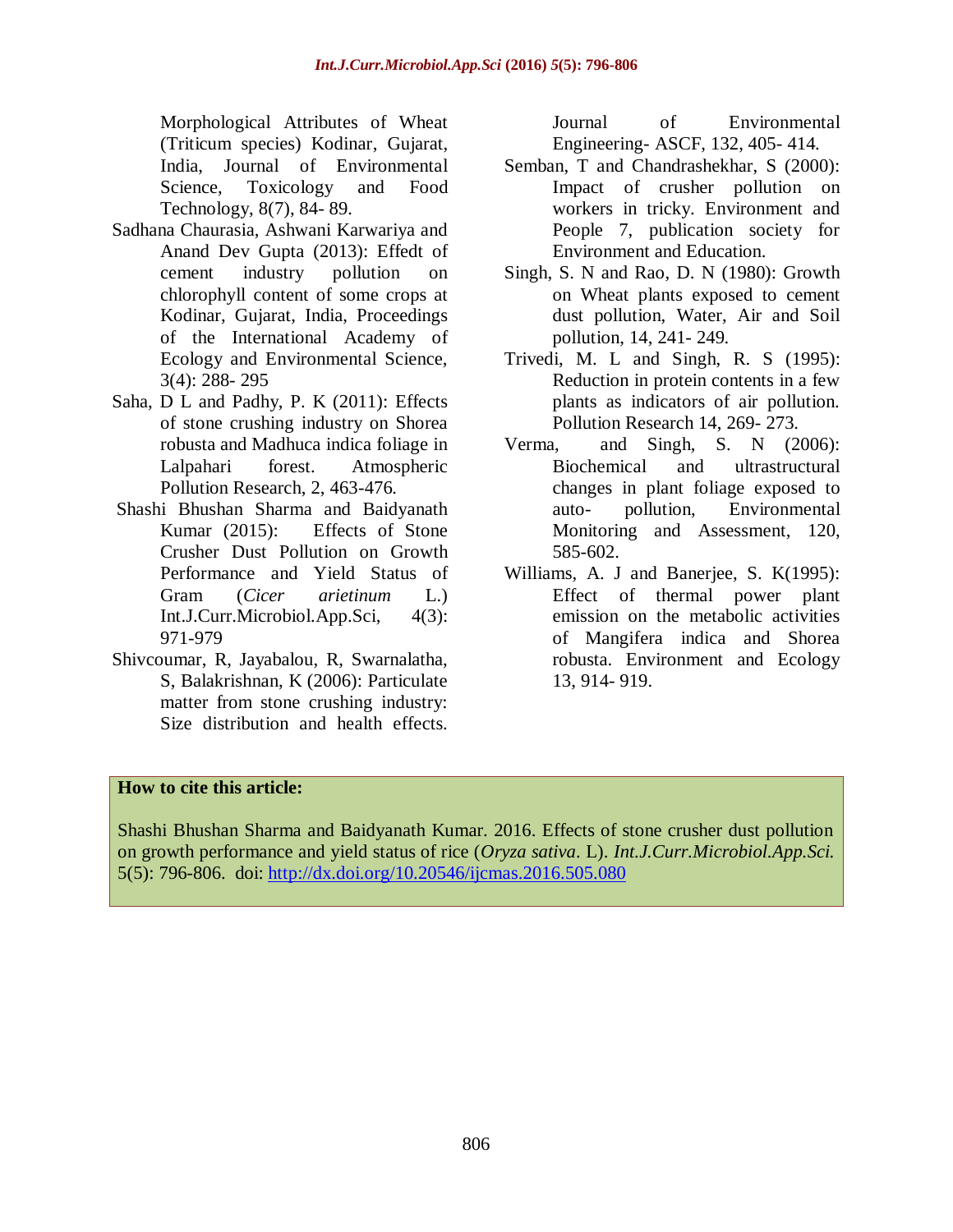Morphological Attributes of Wheat (Triticum species) Kodinar, Gujarat, India, Journal of Environmental Science, Toxicology and Food Technology, 8(7), 84- 89.

Sadhana Chaurasia, Ashwani Karwariya and Anand Dev Gupta (2013): Effedt of cement industry pollution on chlorophyll content of some crops at Kodinar, Gujarat, India, Proceedings of the International Academy of Ecology and Environmental Science, 3(4): 288- 295

Saha, D L and Padhy, P. K (2011): Effects of stone crushing industry on Shorea robusta and Madhuca indica foliage in Lalpahari forest. Atmospheric Pollution Research, 2, 463-476.

Shashi Bhushan Sharma and Baidyanath Kumar (2015): Effects of Stone Crusher Dust Pollution on Growth Performance and Yield Status of Gram (*Cicer arietinum* L.) Int.J.Curr.Microbiol.App.Sci, 4(3): 971-979

Shivcoumar, R, Jayabalou, R, Swarnalatha, S, Balakrishnan, K (2006): Particulate matter from stone crushing industry: Size distribution and health effects. Journal of Environmental Engineering- ASCF, 132, 405- 414.

Semban, T and Chandrashekhar, S (2000): Impact of crusher pollution on workers in tricky. Environment and People 7, publication society for Environment and Education.

Singh, S. N and Rao, D. N (1980): Growth on Wheat plants exposed to cement dust pollution, Water, Air and Soil pollution, 14, 241- 249.

Trivedi, M. L and Singh, R. S (1995): Reduction in protein contents in a few plants as indicators of air pollution. Pollution Research 14, 269- 273.

Verma, and Singh, S. N (2006): Biochemical and ultrastructural changes in plant foliage exposed to auto- pollution, Environmental Monitoring and Assessment, 120, 585-602.

Williams, A. J and Banerjee, S. K(1995): Effect of thermal power plant emission on the metabolic activities of Mangifera indica and Shorea robusta. Environment and Ecology 13, 914- 919.

**How to cite this article:**

Shashi Bhushan Sharma and Baidyanath Kumar. 2016. Effects of stone crusher dust pollution on growth performance and yield status of rice (*Oryza sativa*. L). *Int.J.Curr.Microbiol.App.Sci.* 5(5): 796-806. doi: http://dx.doi.org/10.20546/ijcmas.2016.505.080